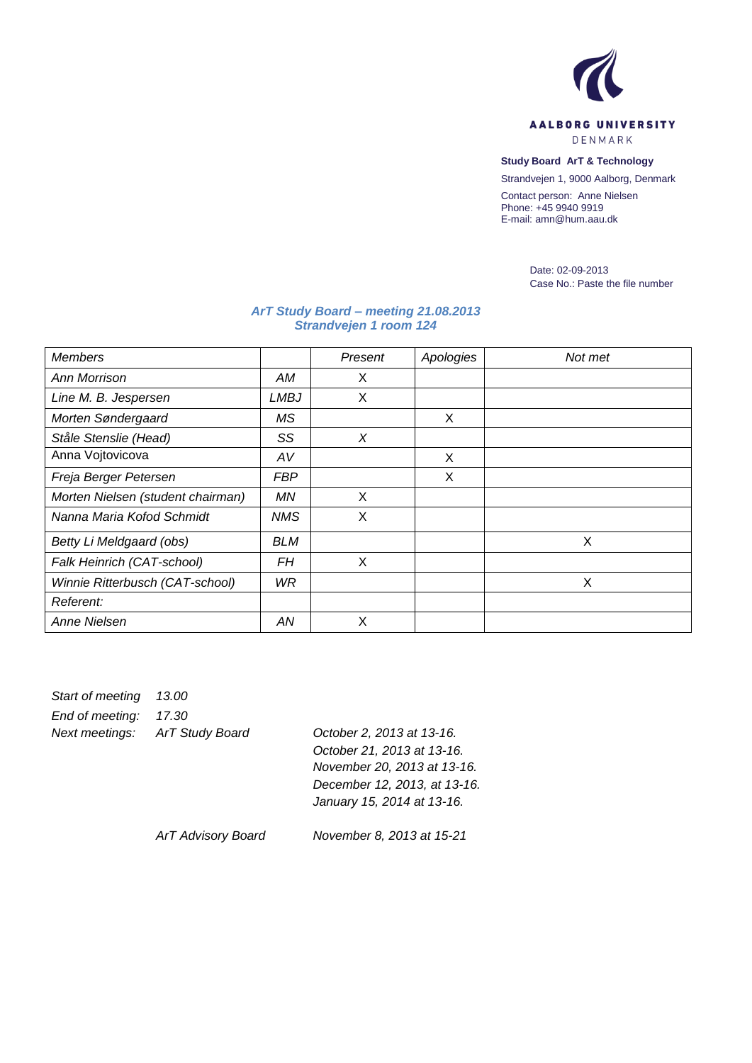AALBORG UNIVERSITY
DENMARK

**Study Board ArT & Technology**

Strandvejen 1, 9000 Aalborg, Denmark

Contact person: Anne Nielsen
Phone: +45 9940 9919
E-mail: amn@hum.aau.dk

Date: 02-09-2013
Case No.: Paste the file number

***ArT Study Board – meeting 21.08.2013***
***Strandvejen 1 room 124***

| *Members* | | *Present* | *Apologies* | *Not met* |
|---|---|---|---|---|
| *Ann Morrison* | *AM* | X | | |
| *Line M. B. Jespersen* | *LMBJ* | X | | |
| *Morten Søndergaard* | *MS* | | X | |
| *Ståle Stenslie (Head)* | *SS* | *X* | | |
| Anna Vojtovicova | *AV* | | X | |
| *Freja Berger Petersen* | *FBP* | | X | |
| *Morten Nielsen (student chairman)* | *MN* | X | | |
| *Nanna Maria Kofod Schmidt* | *NMS* | X | | |
| *Betty Li Meldgaard (obs)* | *BLM* | | | X |
| *Falk Heinrich (CAT-school)* | *FH* | X | | |
| *Winnie Ritterbusch (CAT-school)* | *WR* | | | X |
| *Referent:* | | | | |
| *Anne Nielsen* | *AN* | X | | |

*Start of meeting* *13.00*
*End of meeting:* *17.30*
*Next meetings:* *ArT Study Board*
*October 2, 2013 at 13-16.*
*October 21, 2013 at 13-16.*
*November 20, 2013 at 13-16.*
*December 12, 2013, at 13-16.*
*January 15, 2014 at 13-16.*

*ArT Advisory Board* *November 8, 2013 at 15-21*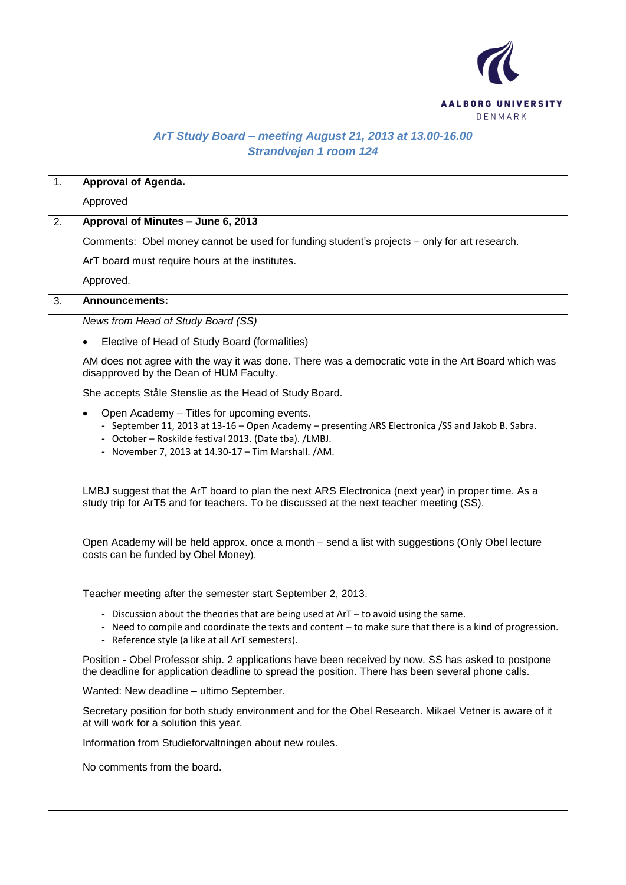AALBORG UNIVERSITY
DENMARK

# *ArT Study Board – meeting August 21, 2013 at 13.00-16.00*
## *Strandvejen 1 room 124*

| | |
|---|---|
| 1. | **Approval of Agenda.**<br><br>Approved |
| 2. | **Approval of Minutes – June 6, 2013**<br><br>Comments: Obel money cannot be used for funding student's projects – only for art research.<br><br>ArT board must require hours at the institutes.<br><br>Approved. |
| 3. | **Announcements:** |
| | *News from Head of Study Board (SS)*<br><br>• Elective of Head of Study Board (formalities)<br><br>AM does not agree with the way it was done. There was a democratic vote in the Art Board which was disapproved by the Dean of HUM Faculty.<br><br>She accepts Ståle Stenslie as the Head of Study Board.<br><br>• Open Academy – Titles for upcoming events.<br>- September 11, 2013 at 13-16 – Open Academy – presenting ARS Electronica /SS and Jakob B. Sabra.<br>- October – Roskilde festival 2013. (Date tba). /LMBJ.<br>- November 7, 2013 at 14.30-17 – Tim Marshall. /AM.<br><br>LMBJ suggest that the ArT board to plan the next ARS Electronica (next year) in proper time. As a study trip for ArT5 and for teachers. To be discussed at the next teacher meeting (SS).<br><br>Open Academy will be held approx. once a month – send a list with suggestions (Only Obel lecture costs can be funded by Obel Money).<br><br>Teacher meeting after the semester start September 2, 2013.<br><br>- Discussion about the theories that are being used at ArT – to avoid using the same.<br>- Need to compile and coordinate the texts and content – to make sure that there is a kind of progression.<br>- Reference style (a like at all ArT semesters).<br><br>Position - Obel Professor ship. 2 applications have been received by now. SS has asked to postpone the deadline for application deadline to spread the position. There has been several phone calls.<br><br>Wanted: New deadline – ultimo September.<br><br>Secretary position for both study environment and for the Obel Research. Mikael Vetner is aware of it at will work for a solution this year.<br><br>Information from Studieforvaltningen about new roules.<br><br>No comments from the board. |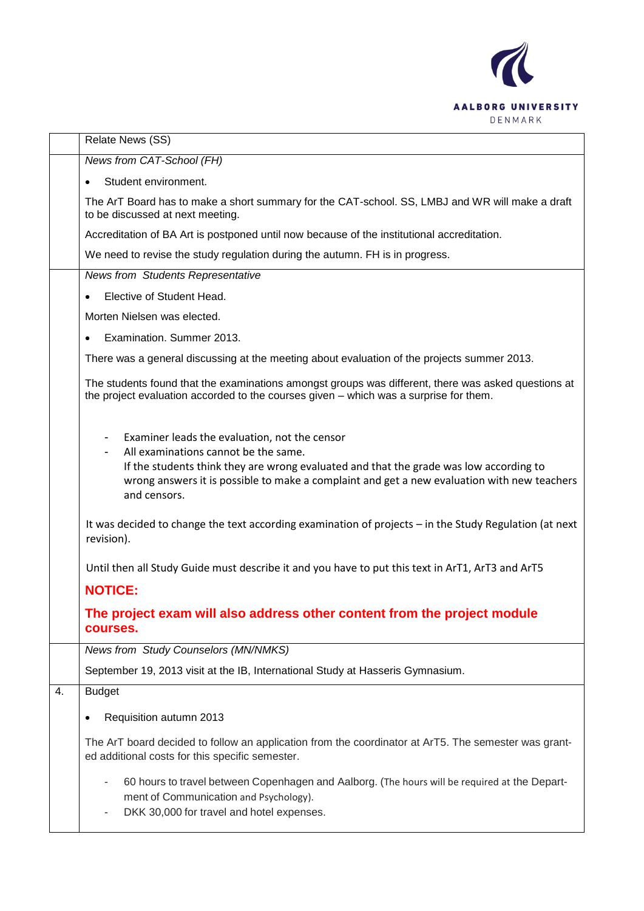| | |
|---|---|
| | Relate News (SS) |
| | *News from CAT-School (FH)*<br><br>- Student environment.<br><br>The ArT Board has to make a short summary for the CAT-school. SS, LMBJ and WR will make a draft to be discussed at next meeting.<br><br>Accreditation of BA Art is postponed until now because of the institutional accreditation.<br><br>We need to revise the study regulation during the autumn. FH is in progress. |
| | *News from Students Representative*<br><br>- Elective of Student Head.<br><br>Morten Nielsen was elected.<br><br>- Examination. Summer 2013.<br><br>There was a general discussing at the meeting about evaluation of the projects summer 2013.<br><br>The students found that the examinations amongst groups was different, there was asked questions at the project evaluation accorded to the courses given – which was a surprise for them.<br><br>- Examiner leads the evaluation, not the censor<br>- All examinations cannot be the same.<br>If the students think they are wrong evaluated and that the grade was low according to wrong answers it is possible to make a complaint and get a new evaluation with new teachers and censors.<br><br>It was decided to change the text according examination of projects – in the Study Regulation (at next revision).<br><br>Until then all Study Guide must describe it and you have to put this text in ArT1, ArT3 and ArT5<br><br>**NOTICE:**<br><br>**The project exam will also address other content from the project module courses.** |
| | *News from Study Counselors (MN/NMKS)*<br><br>September 19, 2013 visit at the IB, International Study at Hasseris Gymnasium. |
| 4. | Budget<br><br>- Requisition autumn 2013<br><br>The ArT board decided to follow an application from the coordinator at ArT5. The semester was granted additional costs for this specific semester.<br><br>- 60 hours to travel between Copenhagen and Aalborg. (The hours will be required at the Department of Communication and Psychology).<br>- DKK 30,000 for travel and hotel expenses. |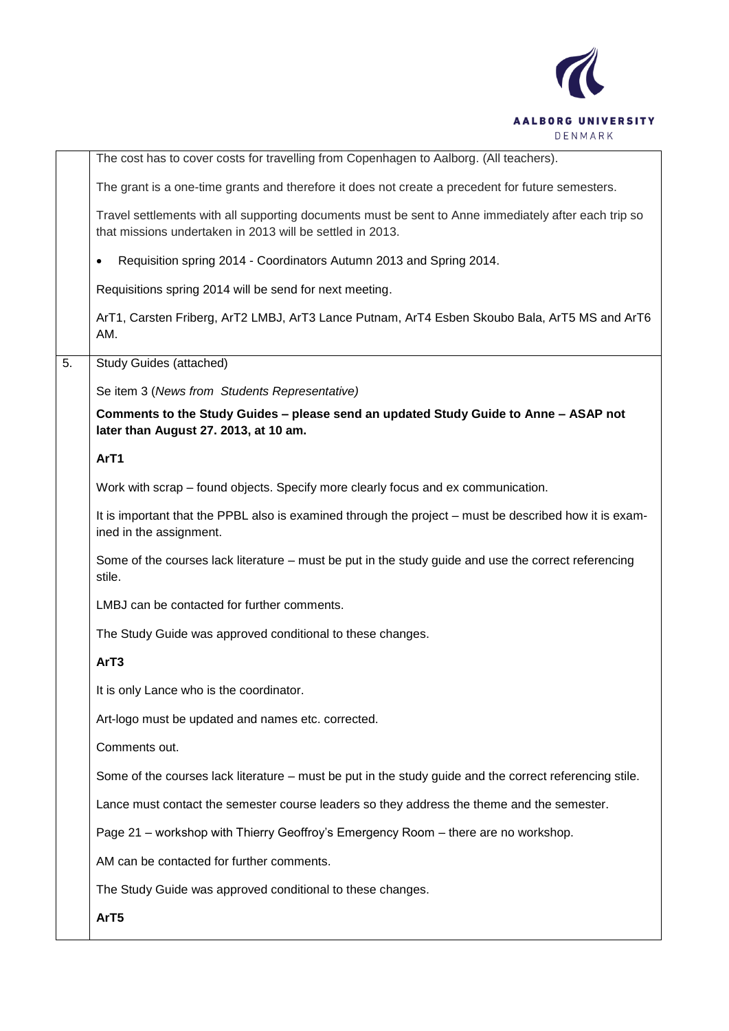| | |
|---|---|
| | The cost has to cover costs for travelling from Copenhagen to Aalborg. (All teachers).<br><br>The grant is a one-time grants and therefore it does not create a precedent for future semesters.<br><br>Travel settlements with all supporting documents must be sent to Anne immediately after each trip so that missions undertaken in 2013 will be settled in 2013.<br><br>• Requisition spring 2014 - Coordinators Autumn 2013 and Spring 2014.<br><br>Requisitions spring 2014 will be send for next meeting.<br><br>ArT1, Carsten Friberg, ArT2 LMBJ, ArT3 Lance Putnam, ArT4 Esben Skoubo Bala, ArT5 MS and ArT6 AM. |
| 5. | Study Guides (attached)<br><br>Se item 3 (*News from  Students Representative)*<br><br>**Comments to the Study Guides – please send an updated Study Guide to Anne – ASAP not later than August 27. 2013, at 10 am.**<br><br>**ArT1**<br><br>Work with scrap – found objects. Specify more clearly focus and ex communication.<br><br>It is important that the PPBL also is examined through the project – must be described how it is examined in the assignment.<br><br>Some of the courses lack literature – must be put in the study guide and use the correct referencing stile.<br><br>LMBJ can be contacted for further comments.<br><br>The Study Guide was approved conditional to these changes.<br><br>**ArT3**<br><br>It is only Lance who is the coordinator.<br><br>Art-logo must be updated and names etc. corrected.<br><br>Comments out.<br><br>Some of the courses lack literature – must be put in the study guide and the correct referencing stile.<br><br>Lance must contact the semester course leaders so they address the theme and the semester.<br><br>Page 21 – workshop with Thierry Geoffroy's Emergency Room – there are no workshop.<br><br>AM can be contacted for further comments.<br><br>The Study Guide was approved conditional to these changes.<br><br>**ArT5** |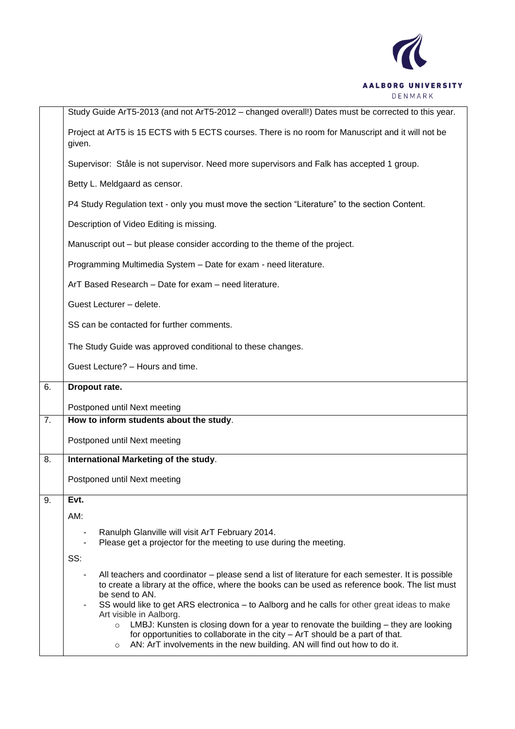| | |
|---|---|
| | Study Guide ArT5-2013 (and not ArT5-2012 – changed overall!) Dates must be corrected to this year.<br><br>Project at ArT5 is 15 ECTS with 5 ECTS courses. There is no room for Manuscript and it will not be given.<br><br>Supervisor: Ståle is not supervisor. Need more supervisors and Falk has accepted 1 group.<br><br>Betty L. Meldgaard as censor.<br><br>P4 Study Regulation text - only you must move the section "Literature" to the section Content.<br><br>Description of Video Editing is missing.<br><br>Manuscript out – but please consider according to the theme of the project.<br><br>Programming Multimedia System – Date for exam - need literature.<br><br>ArT Based Research – Date for exam – need literature.<br><br>Guest Lecturer – delete.<br><br>SS can be contacted for further comments.<br><br>The Study Guide was approved conditional to these changes.<br><br>Guest Lecture? – Hours and time. |
| 6. | **Dropout rate.**<br><br>Postponed until Next meeting |
| 7. | **How to inform students about the study**.<br><br>Postponed until Next meeting |
| 8. | **International Marketing of the study**.<br><br>Postponed until Next meeting |
| 9. | **Evt.**<br><br>AM:<br><br>- Ranulph Glanville will visit ArT February 2014.<br>- Please get a projector for the meeting to use during the meeting.<br><br>SS:<br><br>- All teachers and coordinator – please send a list of literature for each semester. It is possible to create a library at the office, where the books can be used as reference book. The list must be send to AN.<br>- SS would like to get ARS electronica – to Aalborg and he calls for other great ideas to make Art visible in Aalborg.<br>  - LMBJ: Kunsten is closing down for a year to renovate the building – they are looking for opportunities to collaborate in the city – ArT should be a part of that.<br>  - AN: ArT involvements in the new building. AN will find out how to do it. |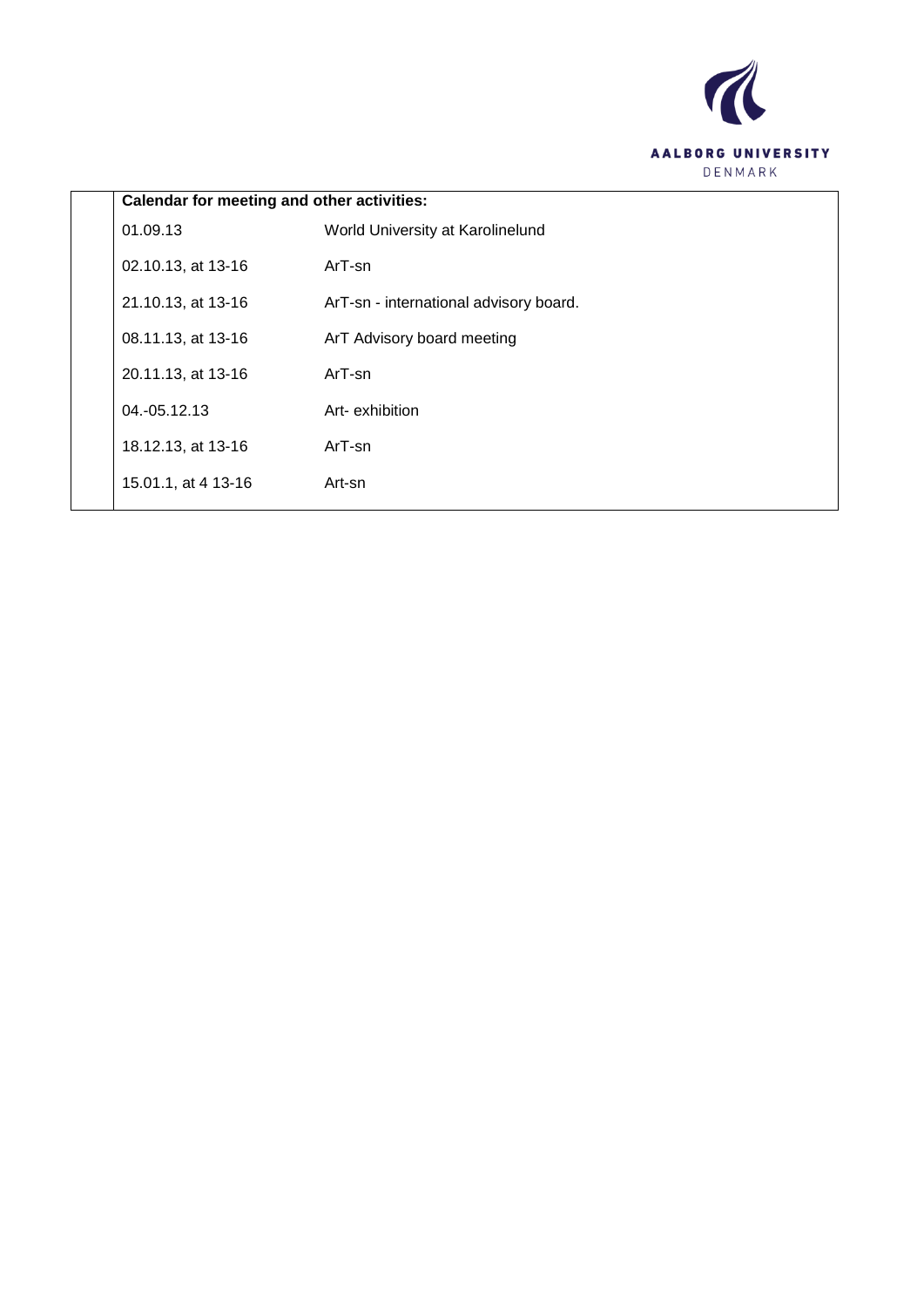**Calendar for meeting and other activities:**

| | |
|---|---|
| 01.09.13 | World University at Karolinelund |
| 02.10.13, at 13-16 | ArT-sn |
| 21.10.13, at 13-16 | ArT-sn - international advisory board. |
| 08.11.13, at 13-16 | ArT Advisory board meeting |
| 20.11.13, at 13-16 | ArT-sn |
| 04.-05.12.13 | Art- exhibition |
| 18.12.13, at 13-16 | ArT-sn |
| 15.01.1, at 4 13-16 | Art-sn |